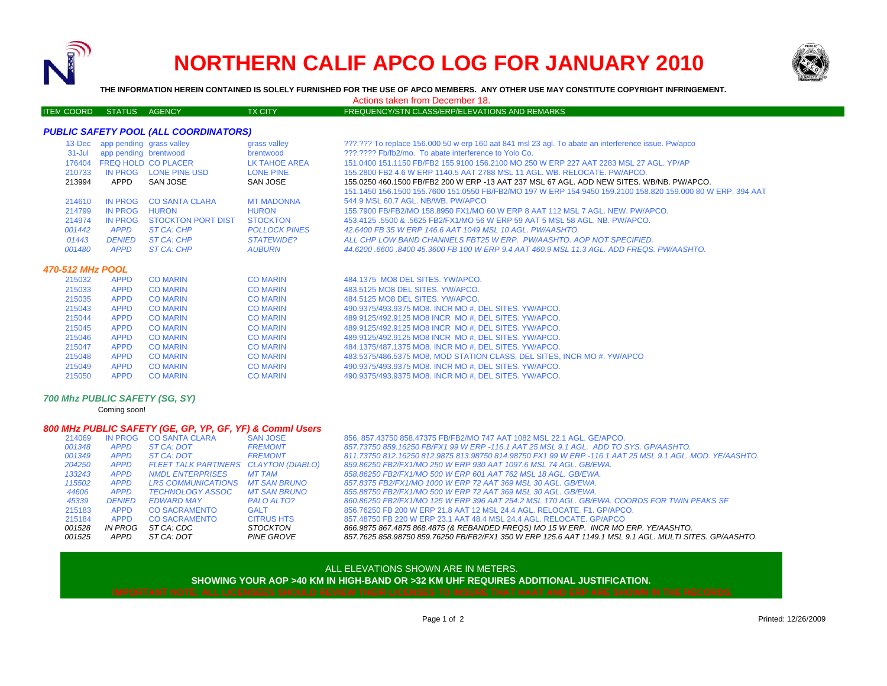# NORTHERN CALIF APCO LOG FOR JANUARY 2010

**THE INFORMATION HEREIN CONTAINED IS SOLELY FURNISHED FOR THE USE OF APCO MEMBERS. ANY OTHER USE MAY CONSTITUTE COPYRIGHT INFRINGEMENT.**

Actions taken from December 18.

| ITEM COORD | STATUS | AGENCY | TX CITY | FREQUENCY/STN CLASS/ERP/ELEVATIONS AND REMARKS |
|---|---|---|---|---|

### *PUBLIC SAFETY POOL (ALL COORDINATORS)*

| ITEM COORD | STATUS | AGENCY | TX CITY | FREQUENCY/STN CLASS/ERP/ELEVATIONS AND REMARKS |
|---|---|---|---|---|
| 13-Dec | app pending | grass valley | grass valley | ???.??? To replace 156.000 50 w erp 160 aat 841 msl 23 agl. To abate an interference issue. Pw/apco |
| 31-Jul | app pending | brentwood | brentwood | ???.???? Fb/fb2/mo. To abate interference to Yolo Co. |
| 176404 | FREQ HOLD | CO PLACER | LK TAHOE AREA | 151.0400 151.1150 FB/FB2 155.9100 156.2100 MO 250 W ERP 227 AAT 2283 MSL 27 AGL. YP/AP |
| 210733 | IN PROG | LONE PINE USD | LONE PINE | 155.2800 FB2 4.6 W ERP 1140.5 AAT 2788 MSL 11 AGL. WB. RELOCATE. PW/APCO. |
| 213994 | APPD | SAN JOSE | SAN JOSE | 155.0250 460.1500 FB/FB2 200 W ERP -13 AAT 237 MSL 67 AGL. ADD NEW SITES. WB/NB. PW/APCO. |
| 214610 | IN PROG | CO SANTA CLARA | MT MADONNA | 151.1450 156.1500 155.7600 151.0550 FB/FB2/MO 197 W ERP 154.9450 159.2100 158.820 159.000 80 W ERP. 394 AAT 544.9 MSL 60.7 AGL. NB/WB. PW/APCO |
| 214799 | IN PROG | HURON | HURON | 155.7900 FB/FB2/MO 158.8950 FX1/MO 60 W ERP 8 AAT 112 MSL 7 AGL. NEW. PW/APCO. |
| 214974 | IN PROG | STOCKTON PORT DIST | STOCKTON | 453.4125 .5500 & .5625 FB2/FX1/MO 56 W ERP 59 AAT 5 MSL 58 AGL. NB. PW/APCO. |
| *001442* | *APPD* | *ST CA: CHP* | *POLLOCK PINES* | *42.6400 FB 35 W ERP 146.6 AAT 1049 MSL 10 AGL. PW/AASHTO.* |
| *01443* | *DENIED* | *ST CA: CHP* | *STATEWIDE?* | *ALL CHP LOW BAND CHANNELS FBT25 W ERP. PW/AASHTO. AOP NOT SPECIFIED.* |
| *001480* | *APPD* | *ST CA: CHP* | *AUBURN* | *44.6200 .6600 .8400 45.3600 FB 100 W ERP 9.4 AAT 460.9 MSL 11.3 AGL. ADD FREQS. PW/AASHTO.* |

### *470-512 MHz POOL*

| ITEM COORD | STATUS | AGENCY | TX CITY | FREQUENCY/STN CLASS/ERP/ELEVATIONS AND REMARKS |
|---|---|---|---|---|
| 215032 | APPD | CO MARIN | CO MARIN | 484.1375 MO8 DEL SITES. YW/APCO. |
| 215033 | APPD | CO MARIN | CO MARIN | 483.5125 MO8 DEL SITES. YW/APCO. |
| 215035 | APPD | CO MARIN | CO MARIN | 484.5125 MO8 DEL SITES. YW/APCO. |
| 215043 | APPD | CO MARIN | CO MARIN | 490.9375/493.9375 MO8. INCR MO #, DEL SITES. YW/APCO. |
| 215044 | APPD | CO MARIN | CO MARIN | 489.9125/492.9125 MO8 INCR MO #, DEL SITES. YW/APCO. |
| 215045 | APPD | CO MARIN | CO MARIN | 489.9125/492.9125 MO8 INCR MO #, DEL SITES. YW/APCO. |
| 215046 | APPD | CO MARIN | CO MARIN | 489.9125/492.9125 MO8 INCR MO #, DEL SITES. YW/APCO. |
| 215047 | APPD | CO MARIN | CO MARIN | 484.1375/487.1375 MO8. INCR MO #, DEL SITES. YW/APCO. |
| 215048 | APPD | CO MARIN | CO MARIN | 483.5375/486.5375 MO8, MOD STATION CLASS, DEL SITES, INCR MO #. YW/APCO |
| 215049 | APPD | CO MARIN | CO MARIN | 490.9375/493.9375 MO8. INCR MO #, DEL SITES. YW/APCO. |
| 215050 | APPD | CO MARIN | CO MARIN | 490.9375/493.9375 MO8. INCR MO #, DEL SITES. YW/APCO. |

### *700 Mhz PUBLIC SAFETY (SG, SY)*

Coming soon!

### *800 MHz PUBLIC SAFETY (GE, GP, YP, GF, YF) & Comml Users*

| ITEM COORD | STATUS | AGENCY | TX CITY | FREQUENCY/STN CLASS/ERP/ELEVATIONS AND REMARKS |
|---|---|---|---|---|
| 214069 | IN PROG | CO SANTA CLARA | SAN JOSE | 856, 857.43750 858.47375 FB/FB2/MO 747 AAT 1082 MSL 22.1 AGL. GE/APCO. |
| *001348* | *APPD* | *ST CA: DOT* | *FREMONT* | *857.73750 859.16250 FB/FX1 99 W ERP -116.1 AAT 25 MSL 9.1 AGL. ADD TO SYS. GP/AASHTO.* |
| *001349* | *APPD* | *ST CA: DOT* | *FREMONT* | *811.73750 812.16250 812.9875 813.98750 814.98750 FX1 99 W ERP -116.1 AAT 25 MSL 9.1 AGL. MOD. YE/AASHTO.* |
| *204250* | *APPD* | *FLEET TALK PARTINERS* | *CLAYTON (DIABLO)* | *859.86250 FB2/FX1/MO 250 W ERP 930 AAT 1097.6 MSL 74 AGL. GB/EWA.* |
| *133243* | *APPD* | *NMDL ENTERPRISES* | *MT TAM* | *858.86250 FB2/FX1/MO 500 W ERP 601 AAT 762 MSL 18 AGL. GB/EWA.* |
| *115502* | *APPD* | *LRS COMMUNICATIONS* | *MT SAN BRUNO* | *857.8375 FB2/FX1/MO 1000 W ERP 72 AAT 369 MSL 30 AGL. GB/EWA.* |
| *44606* | *APPD* | *TECHNOLOGY ASSOC* | *MT SAN BRUNO* | *855.88750 FB2/FX1/MO 500 W ERP 72 AAT 369 MSL 30 AGL. GB/EWA.* |
| *45339* | *DENIED* | *EDWARD MAY* | *PALO ALTO?* | *860.86250 FB2/FX1/MO 125 W ERP 396 AAT 254.2 MSL 170 AGL. GB/EWA. COORDS FOR TWIN PEAKS SF* |
| 215183 | APPD | CO SACRAMENTO | GALT | 856.76250 FB 200 W ERP 21.8 AAT 12 MSL 24.4 AGL. RELOCATE. F1. GP/APCO. |
| 215184 | APPD | CO SACRAMENTO | CITRUS HTS | 857.48750 FB 220 W ERP 23.1 AAT 48.4 MSL 24.4 AGL. RELOCATE. GP/APCO |
| *001528* | *IN PROG* | *ST CA: CDC* | *STOCKTON* | *866.9875 867.4875 868.4875 (& REBANDED FREQS) MO 15 W ERP. INCR MO ERP. YE/AASHTO.* |
| *001525* | *APPD* | *ST CA: DOT* | *PINE GROVE* | *857.7625 858.98750 859.76250 FB/FB2/FX1 350 W ERP 125.6 AAT 1149.1 MSL 9.1 AGL. MULTI SITES. GP/AASHTO.* |

ALL ELEVATIONS SHOWN ARE IN METERS.

**SHOWING YOUR AOP >40 KM IN HIGH-BAND OR >32 KM UHF REQUIRES ADDITIONAL JUSTIFICATION.**

**IMPORTANT NOTE: ALL LICENSEES SHOULD REVIEW THEIR LICENSES TO INSURE THAT HAAT AND ERP ARE SHOWN IN THE RECORDS.**

Printed: 12/26/2009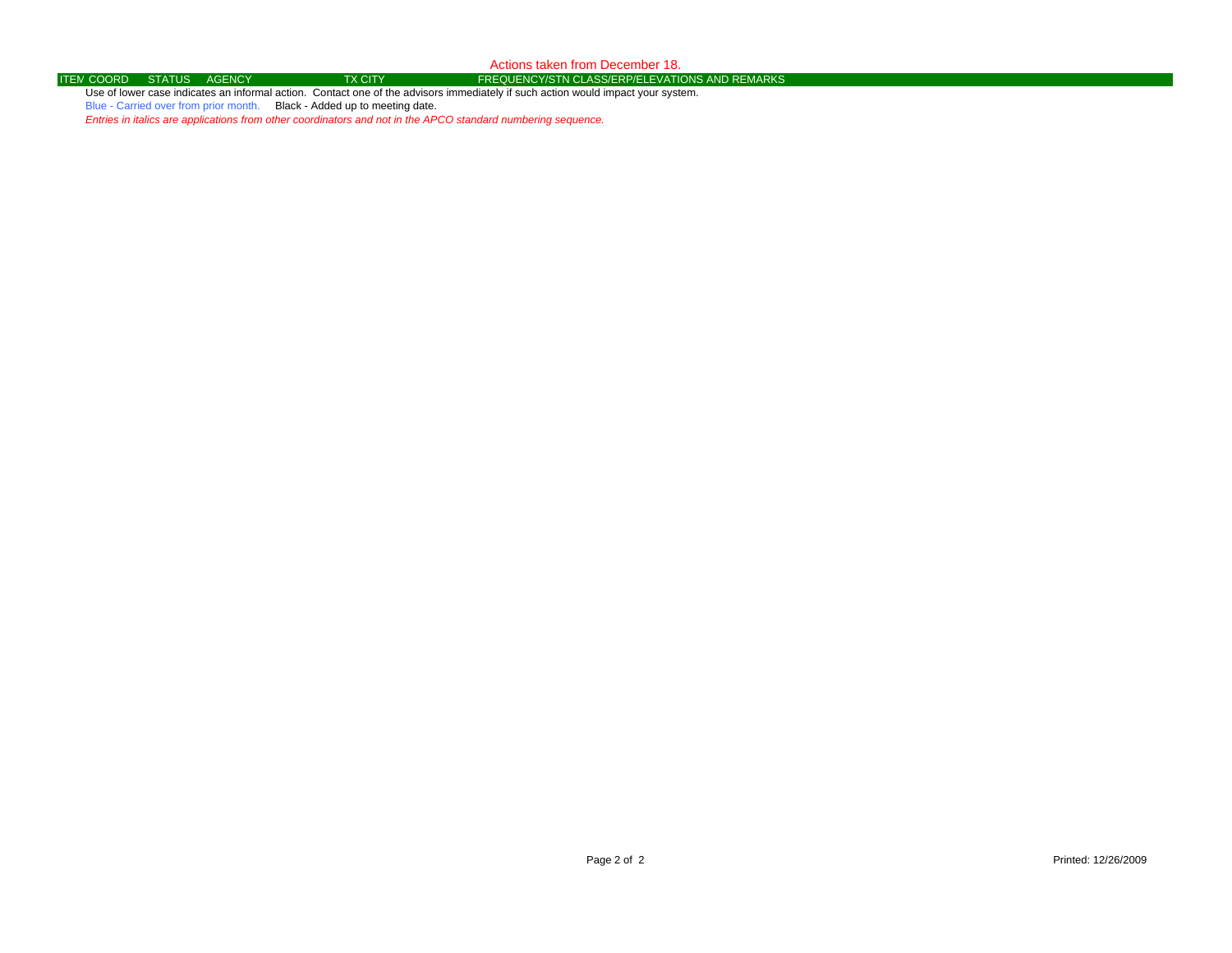Actions taken from December 18.

| ITEM | COORD | STATUS | AGENCY | TX CITY | FREQUENCY/STN CLASS/ERP/ELEVATIONS AND REMARKS |
|---|---|---|---|---|---|

Use of lower case indicates an informal action. Contact one of the advisors immediately if such action would impact your system.

Blue - Carried over from prior month. Black - Added up to meeting date.

*Entries in italics are applications from other coordinators and not in the APCO standard numbering sequence.*

Printed: 12/26/2009